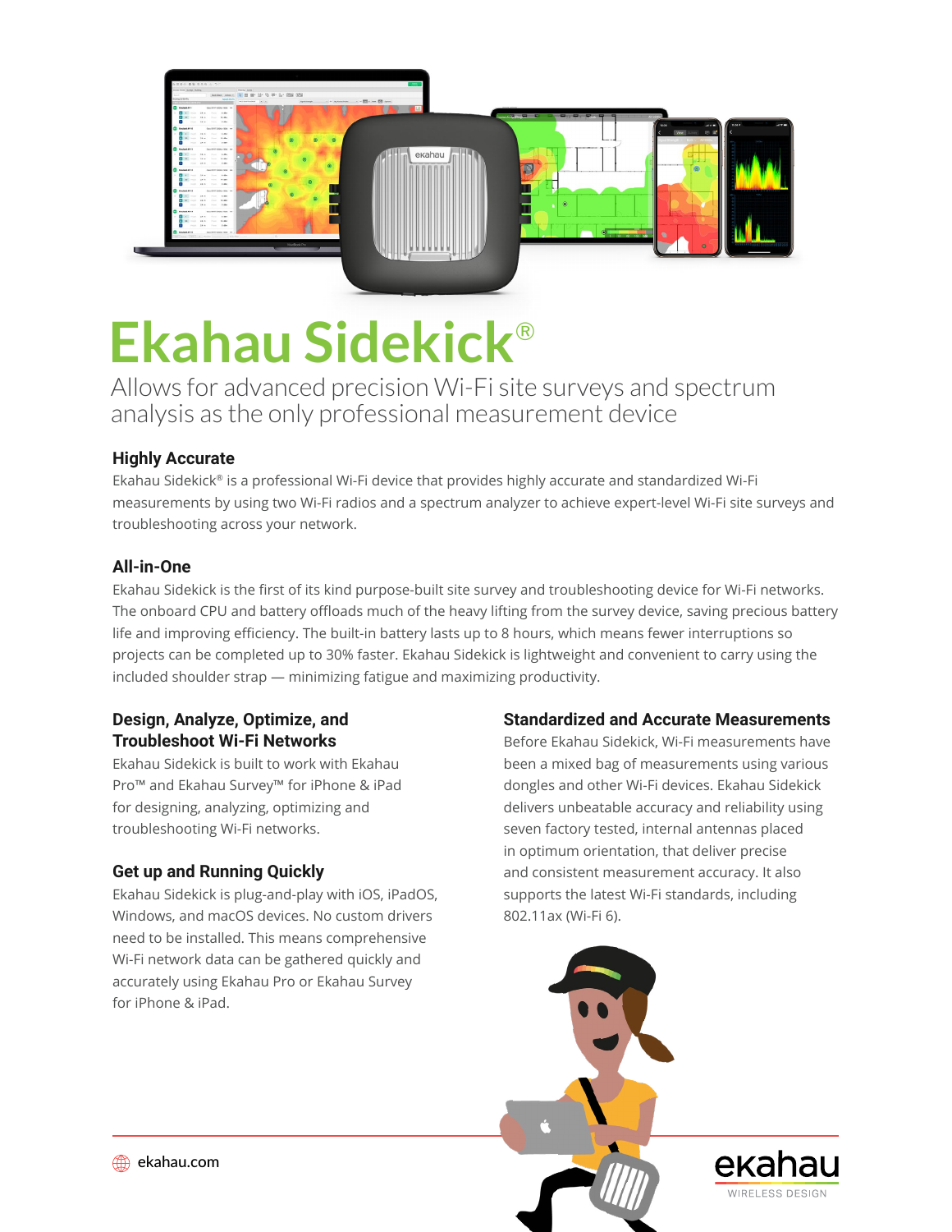# Ekahau Sidekick®

Allows for advanced precision Wi-Fi site surveys and spectrum analysis as the only professional measurement device

## Highly Accurate

Ekahau Sidekick® is a professional Wi-Fi device that provides highly accurate and standardized Wi-Fi measurements by using two Wi-Fi radios and a spectrum analyzer to achieve expert-level Wi-Fi site surveys and troubleshooting across your network.

## All-in-One

Ekahau Sidekick is the first of its kind purpose-built site survey and troubleshooting device for Wi-Fi networks. The onboard CPU and battery offloads much of the heavy lifting from the survey device, saving precious battery life and improving efficiency. The built-in battery lasts up to 8 hours, which means fewer interruptions so projects can be completed up to 30% faster. Ekahau Sidekick is lightweight and convenient to carry using the included shoulder strap — minimizing fatigue and maximizing productivity.

## Design, Analyze, Optimize, and Troubleshoot Wi-Fi Networks

Ekahau Sidekick is built to work with Ekahau Pro™ and Ekahau Survey™ for iPhone & iPad for designing, analyzing, optimizing and troubleshooting Wi-Fi networks.

## Get up and Running Quickly

Ekahau Sidekick is plug-and-play with iOS, iPadOS, Windows, and macOS devices. No custom drivers need to be installed. This means comprehensive Wi-Fi network data can be gathered quickly and accurately using Ekahau Pro or Ekahau Survey for iPhone & iPad.

## Standardized and Accurate Measurements

Before Ekahau Sidekick, Wi-Fi measurements have been a mixed bag of measurements using various dongles and other Wi-Fi devices. Ekahau Sidekick delivers unbeatable accuracy and reliability using seven factory tested, internal antennas placed in optimum orientation, that deliver precise and consistent measurement accuracy. It also supports the latest Wi-Fi standards, including 802.11ax (Wi-Fi 6).

ekahau.com

ekahau WIRELESS DESIGN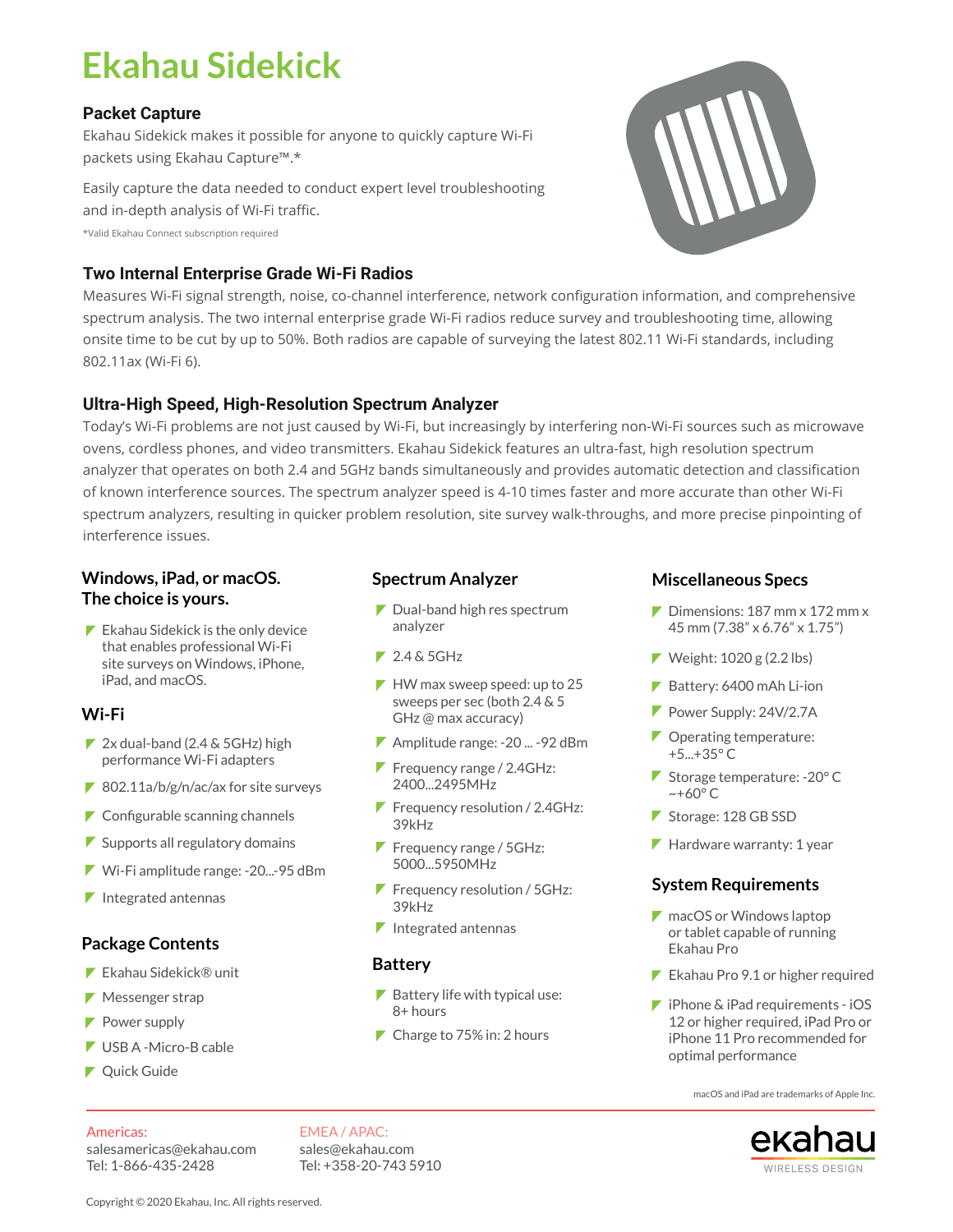# Ekahau Sidekick

## Packet Capture

Ekahau Sidekick makes it possible for anyone to quickly capture Wi-Fi packets using Ekahau Capture™.*

Easily capture the data needed to conduct expert level troubleshooting and in-depth analysis of Wi-Fi traffic.

*Valid Ekahau Connect subscription required

## Two Internal Enterprise Grade Wi-Fi Radios

Measures Wi-Fi signal strength, noise, co-channel interference, network configuration information, and comprehensive spectrum analysis. The two internal enterprise grade Wi-Fi radios reduce survey and troubleshooting time, allowing onsite time to be cut by up to 50%. Both radios are capable of surveying the latest 802.11 Wi-Fi standards, including 802.11ax (Wi-Fi 6).

## Ultra-High Speed, High-Resolution Spectrum Analyzer

Today's Wi-Fi problems are not just caused by Wi-Fi, but increasingly by interfering non-Wi-Fi sources such as microwave ovens, cordless phones, and video transmitters. Ekahau Sidekick features an ultra-fast, high resolution spectrum analyzer that operates on both 2.4 and 5GHz bands simultaneously and provides automatic detection and classification of known interference sources. The spectrum analyzer speed is 4-10 times faster and more accurate than other Wi-Fi spectrum analyzers, resulting in quicker problem resolution, site survey walk-throughs, and more precise pinpointing of interference issues.

## Windows, iPad, or macOS. The choice is yours.

- Ekahau Sidekick is the only device that enables professional Wi-Fi site surveys on Windows, iPhone, iPad, and macOS.

## Wi-Fi

- 2x dual-band (2.4 & 5GHz) high performance Wi-Fi adapters
- 802.11a/b/g/n/ac/ax for site surveys
- Configurable scanning channels
- Supports all regulatory domains
- Wi-Fi amplitude range: -20...-95 dBm
- Integrated antennas

## Package Contents

- Ekahau Sidekick® unit
- Messenger strap
- Power supply
- USB A -Micro-B cable
- Quick Guide

## Spectrum Analyzer

- Dual-band high res spectrum analyzer
- 2.4 & 5GHz
- HW max sweep speed: up to 25 sweeps per sec (both 2.4 & 5 GHz @ max accuracy)
- Amplitude range: -20 ... -92 dBm
- Frequency range / 2.4GHz: 2400...2495MHz
- Frequency resolution / 2.4GHz: 39kHz
- Frequency range / 5GHz: 5000...5950MHz
- Frequency resolution / 5GHz: 39kHz
- Integrated antennas

## Battery

- Battery life with typical use: 8+ hours
- Charge to 75% in: 2 hours

## Miscellaneous Specs

- Dimensions: 187 mm x 172 mm x 45 mm (7.38" x 6.76" x 1.75")
- Weight: 1020 g (2.2 lbs)
- Battery: 6400 mAh Li-ion
- Power Supply: 24V/2.7A
- Operating temperature: +5...+35° C
- Storage temperature: -20° C ~+60° C
- Storage: 128 GB SSD
- Hardware warranty: 1 year

## System Requirements

- macOS or Windows laptop or tablet capable of running Ekahau Pro
- Ekahau Pro 9.1 or higher required
- iPhone & iPad requirements - iOS 12 or higher required, iPad Pro or iPhone 11 Pro recommended for optimal performance

macOS and iPad are trademarks of Apple Inc.

Americas:
salesamericas@ekahau.com
Tel: 1-866-435-2428

EMEA / APAC:
sales@ekahau.com
Tel: +358-20-743 5910

ekahau
WIRELESS DESIGN

Copyright © 2020 Ekahau, Inc. All rights reserved.